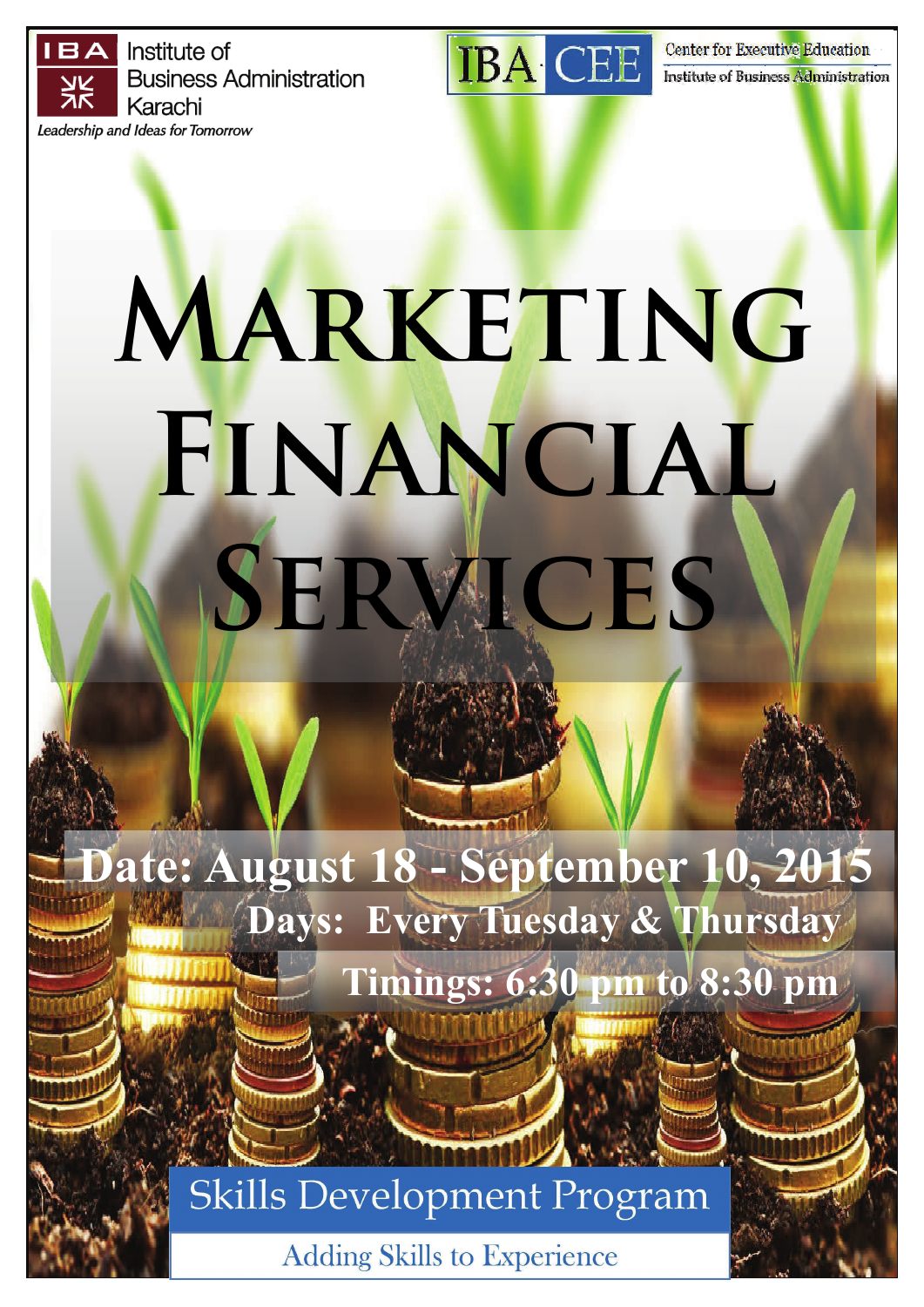IBA Institute of Business Administration Karachi

*Leadership and Ideas for Tomorrow*

IBA CEE

Center for Executive Education

Institute of Business Administration

# Marketing Financial Services

**Date: August 18 - September 10, 2015**

**Days: Every Tuesday & Thursday**

**Timings: 6:30 pm to 8:30 pm**

## Skills Development Program

Adding Skills to Experience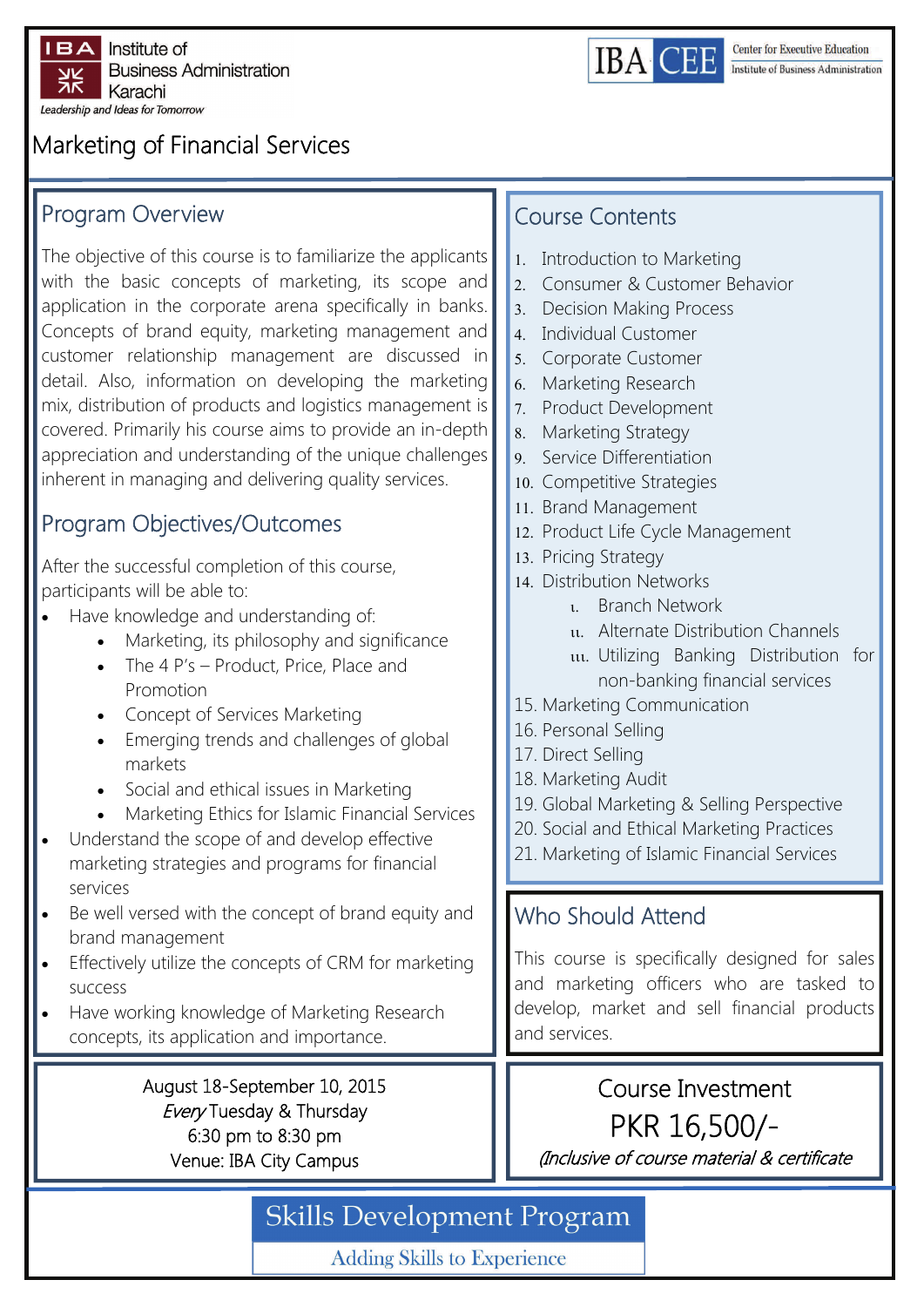IBA Institute of Business Administration Karachi
*Leadership and Ideas for Tomorrow*

IBA CEE Center for Executive Education, Institute of Business Administration

# Marketing of Financial Services

## Program Overview

The objective of this course is to familiarize the applicants with the basic concepts of marketing, its scope and application in the corporate arena specifically in banks. Concepts of brand equity, marketing management and customer relationship management are discussed in detail. Also, information on developing the marketing mix, distribution of products and logistics management is covered. Primarily his course aims to provide an in-depth appreciation and understanding of the unique challenges inherent in managing and delivering quality services.

## Program Objectives/Outcomes

After the successful completion of this course, participants will be able to:

- Have knowledge and understanding of:
  - Marketing, its philosophy and significance
  - The 4 P's – Product, Price, Place and Promotion
  - Concept of Services Marketing
  - Emerging trends and challenges of global markets
  - Social and ethical issues in Marketing
  - Marketing Ethics for Islamic Financial Services
- Understand the scope of and develop effective marketing strategies and programs for financial services
- Be well versed with the concept of brand equity and brand management
- Effectively utilize the concepts of CRM for marketing success
- Have working knowledge of Marketing Research concepts, its application and importance.

## Course Contents

1. Introduction to Marketing
2. Consumer & Customer Behavior
3. Decision Making Process
4. Individual Customer
5. Corporate Customer
6. Marketing Research
7. Product Development
8. Marketing Strategy
9. Service Differentiation
10. Competitive Strategies
11. Brand Management
12. Product Life Cycle Management
13. Pricing Strategy
14. Distribution Networks
    i. Branch Network
    ii. Alternate Distribution Channels
    iii. Utilizing Banking Distribution for non-banking financial services
15. Marketing Communication
16. Personal Selling
17. Direct Selling
18. Marketing Audit
19. Global Marketing & Selling Perspective
20. Social and Ethical Marketing Practices
21. Marketing of Islamic Financial Services

## Who Should Attend

This course is specifically designed for sales and marketing officers who are tasked to develop, market and sell financial products and services.

August 18-September 10, 2015
*Every* Tuesday & Thursday
6:30 pm to 8:30 pm
Venue: IBA City Campus

## Course Investment

PKR 16,500/-

*(Inclusive of course material & certificate*

## Skills Development Program

Adding Skills to Experience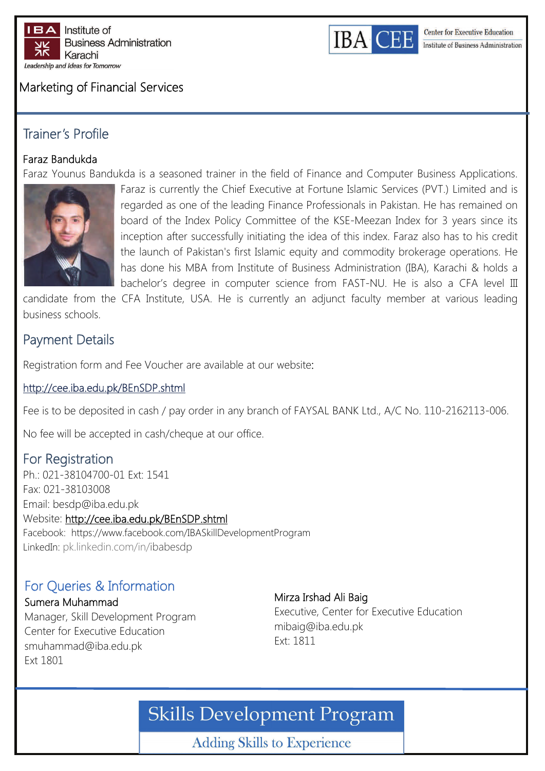Institute of Business Administration Karachi
*Leadership and Ideas for Tomorrow*

IBA CEE Center for Executive Education Institute of Business Administration

# Marketing of Financial Services

## Trainer's Profile

Faraz Bandukda

Faraz Younus Bandukda is a seasoned trainer in the field of Finance and Computer Business Applications. Faraz is currently the Chief Executive at Fortune Islamic Services (PVT.) Limited and is regarded as one of the leading Finance Professionals in Pakistan. He has remained on board of the Index Policy Committee of the KSE-Meezan Index for 3 years since its inception after successfully initiating the idea of this index. Faraz also has to his credit the launch of Pakistan's first Islamic equity and commodity brokerage operations. He has done his MBA from Institute of Business Administration (IBA), Karachi & holds a bachelor's degree in computer science from FAST-NU. He is also a CFA level III candidate from the CFA Institute, USA. He is currently an adjunct faculty member at various leading business schools.

## Payment Details

Registration form and Fee Voucher are available at our website:

http://cee.iba.edu.pk/BEnSDP.shtml

Fee is to be deposited in cash / pay order in any branch of FAYSAL BANK Ltd., A/C No. 110-2162113-006.

No fee will be accepted in cash/cheque at our office.

## For Registration

Ph.: 021-38104700-01 Ext: 1541
Fax: 021-38103008
Email: besdp@iba.edu.pk
Website: http://cee.iba.edu.pk/BEnSDP.shtml
Facebook: https://www.facebook.com/IBASkillDevelopmentProgram
LinkedIn: pk.linkedin.com/in/ibabesdp

## For Queries & Information

Sumera Muhammad
Manager, Skill Development Program
Center for Executive Education
smuhammad@iba.edu.pk
Ext 1801

Mirza Irshad Ali Baig
Executive, Center for Executive Education
mibaig@iba.edu.pk
Ext: 1811

Skills Development Program
Adding Skills to Experience